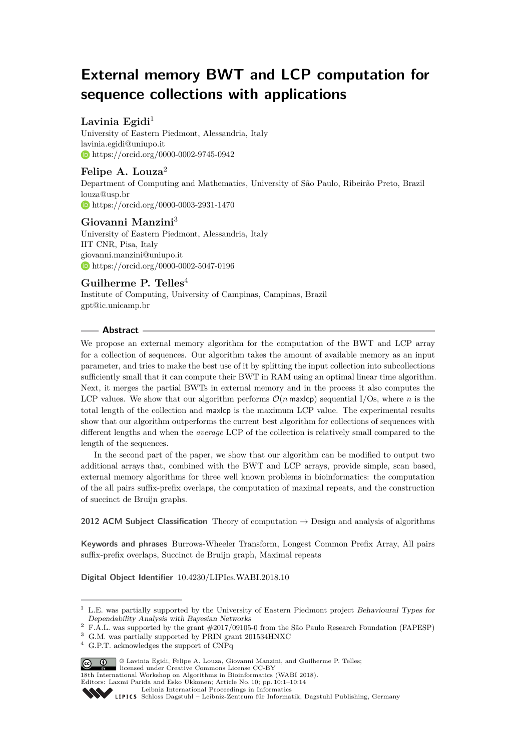# External memory BWT and LCP computation for sequence collections with applications

**Lavinia Egidi**[1]

University of Eastern Piedmont, Alessandria, Italy
lavinia.egidi@uniupo.it
https://orcid.org/0000-0002-9745-0942

**Felipe A. Louza**[2]

Department of Computing and Mathematics, University of São Paulo, Ribeirão Preto, Brazil
louza@usp.br
https://orcid.org/0000-0003-2931-1470

**Giovanni Manzini**[3]

University of Eastern Piedmont, Alessandria, Italy
IIT CNR, Pisa, Italy
giovanni.manzini@uniupo.it
https://orcid.org/0000-0002-5047-0196

**Guilherme P. Telles**[4]

Institute of Computing, University of Campinas, Campinas, Brazil
gpt@ic.unicamp.br

## Abstract

We propose an external memory algorithm for the computation of the BWT and LCP array for a collection of sequences. Our algorithm takes the amount of available memory as an input parameter, and tries to make the best use of it by splitting the input collection into subcollections sufficiently small that it can compute their BWT in RAM using an optimal linear time algorithm. Next, it merges the partial BWTs in external memory and in the process it also computes the LCP values. We show that our algorithm performs $\mathcal{O}(n \, \mathsf{maxlcp})$ sequential I/Os, where $n$ is the total length of the collection and $\mathsf{maxlcp}$ is the maximum LCP value. The experimental results show that our algorithm outperforms the current best algorithm for collections of sequences with different lengths and when the *average* LCP of the collection is relatively small compared to the length of the sequences.

In the second part of the paper, we show that our algorithm can be modified to output two additional arrays that, combined with the BWT and LCP arrays, provide simple, scan based, external memory algorithms for three well known problems in bioinformatics: the computation of the all pairs suffix-prefix overlaps, the computation of maximal repeats, and the construction of succinct de Bruijn graphs.

**2012 ACM Subject Classification** Theory of computation → Design and analysis of algorithms

**Keywords and phrases** Burrows-Wheeler Transform, Longest Common Prefix Array, All pairs suffix-prefix overlaps, Succinct de Bruijn graph, Maximal repeats

**Digital Object Identifier** 10.4230/LIPIcs.WABI.2018.10

---

[1] L.E. was partially supported by the University of Eastern Piedmont project *Behavioural Types for Dependability Analysis with Bayesian Networks*

[2] F.A.L. was supported by the grant #2017/09105-0 from the São Paulo Research Foundation (FAPESP)

[3] G.M. was partially supported by PRIN grant 201534HNXC

[4] G.P.T. acknowledges the support of CNPq

© Lavinia Egidi, Felipe A. Louza, Giovanni Manzini, and Guilherme P. Telles; licensed under Creative Commons License CC-BY
18th International Workshop on Algorithms in Bioinformatics (WABI 2018).
Editors: Laxmi Parida and Esko Ukkonen; Article No. 10; pp. 10:1–10:14
Leibniz International Proceedings in Informatics
LIPICS Schloss Dagstuhl – Leibniz-Zentrum für Informatik, Dagstuhl Publishing, Germany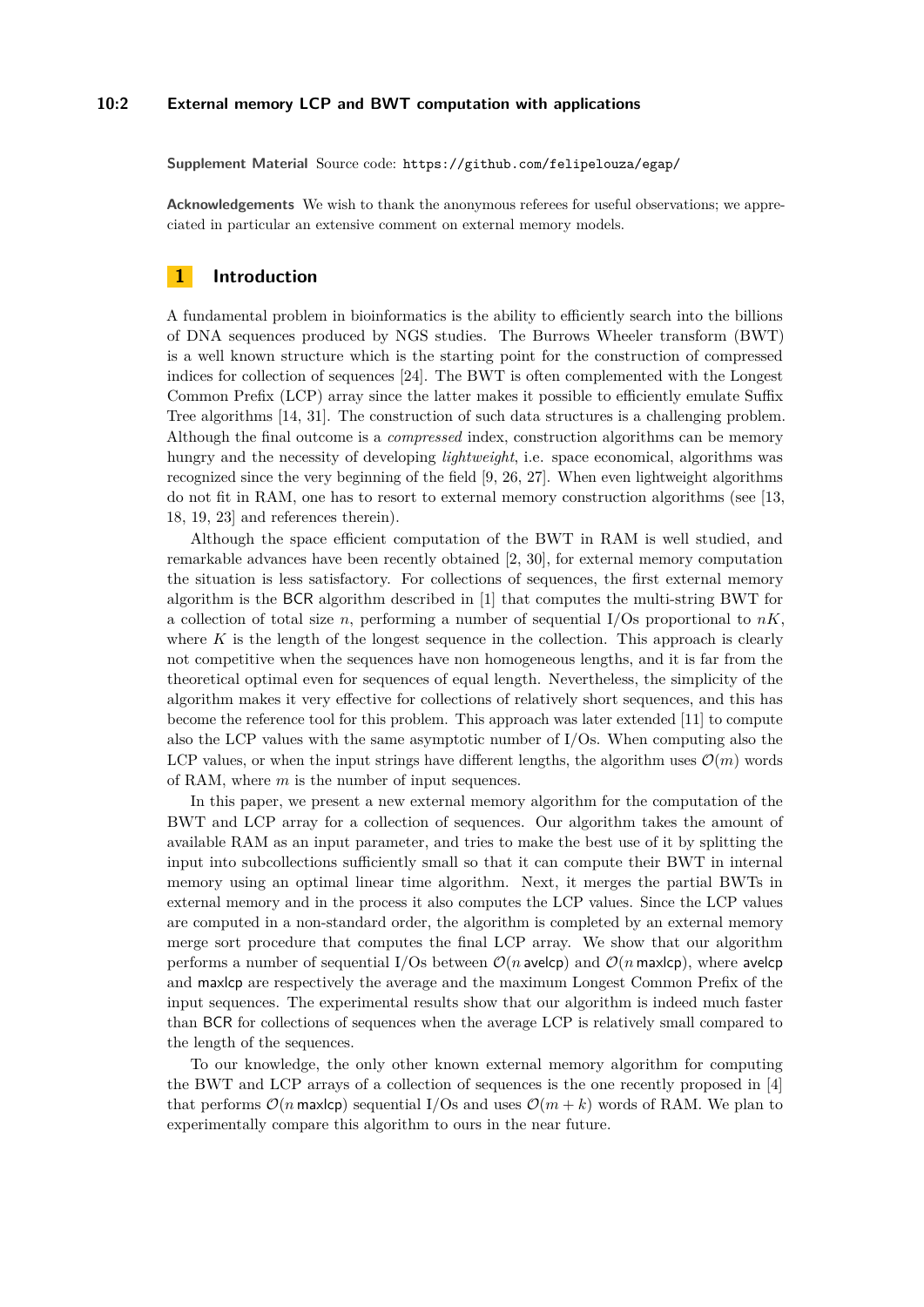**Supplement Material** Source code: https://github.com/felipelouza/egap/

**Acknowledgements** We wish to thank the anonymous referees for useful observations; we appreciated in particular an extensive comment on external memory models.

## 1 Introduction

A fundamental problem in bioinformatics is the ability to efficiently search into the billions of DNA sequences produced by NGS studies. The Burrows Wheeler transform (BWT) is a well known structure which is the starting point for the construction of compressed indices for collection of sequences [24]. The BWT is often complemented with the Longest Common Prefix (LCP) array since the latter makes it possible to efficiently emulate Suffix Tree algorithms [14, 31]. The construction of such data structures is a challenging problem. Although the final outcome is a *compressed* index, construction algorithms can be memory hungry and the necessity of developing *lightweight*, i.e. space economical, algorithms was recognized since the very beginning of the field [9, 26, 27]. When even lightweight algorithms do not fit in RAM, one has to resort to external memory construction algorithms (see [13, 18, 19, 23] and references therein).

Although the space efficient computation of the BWT in RAM is well studied, and remarkable advances have been recently obtained [2, 30], for external memory computation the situation is less satisfactory. For collections of sequences, the first external memory algorithm is the BCR algorithm described in [1] that computes the multi-string BWT for a collection of total size $n$, performing a number of sequential I/Os proportional to $nK$, where $K$ is the length of the longest sequence in the collection. This approach is clearly not competitive when the sequences have non homogeneous lengths, and it is far from the theoretical optimal even for sequences of equal length. Nevertheless, the simplicity of the algorithm makes it very effective for collections of relatively short sequences, and this has become the reference tool for this problem. This approach was later extended [11] to compute also the LCP values with the same asymptotic number of I/Os. When computing also the LCP values, or when the input strings have different lengths, the algorithm uses $\mathcal{O}(m)$ words of RAM, where $m$ is the number of input sequences.

In this paper, we present a new external memory algorithm for the computation of the BWT and LCP array for a collection of sequences. Our algorithm takes the amount of available RAM as an input parameter, and tries to make the best use of it by splitting the input into subcollections sufficiently small so that it can compute their BWT in internal memory using an optimal linear time algorithm. Next, it merges the partial BWTs in external memory and in the process it also computes the LCP values. Since the LCP values are computed in a non-standard order, the algorithm is completed by an external memory merge sort procedure that computes the final LCP array. We show that our algorithm performs a number of sequential I/Os between $\mathcal{O}(n\,\mathsf{avelcp})$ and $\mathcal{O}(n\,\mathsf{maxlcp})$, where $\mathsf{avelcp}$ and $\mathsf{maxlcp}$ are respectively the average and the maximum Longest Common Prefix of the input sequences. The experimental results show that our algorithm is indeed much faster than BCR for collections of sequences when the average LCP is relatively small compared to the length of the sequences.

To our knowledge, the only other known external memory algorithm for computing the BWT and LCP arrays of a collection of sequences is the one recently proposed in [4] that performs $\mathcal{O}(n\,\mathsf{maxlcp})$ sequential I/Os and uses $\mathcal{O}(m + k)$ words of RAM. We plan to experimentally compare this algorithm to ours in the near future.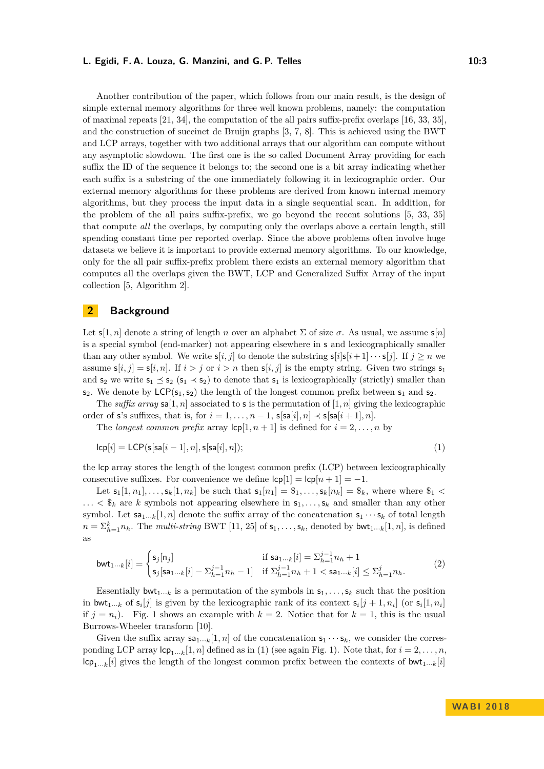Another contribution of the paper, which follows from our main result, is the design of simple external memory algorithms for three well known problems, namely: the computation of maximal repeats [21, 34], the computation of the all pairs suffix-prefix overlaps [16, 33, 35], and the construction of succinct de Bruijn graphs [3, 7, 8]. This is achieved using the BWT and LCP arrays, together with two additional arrays that our algorithm can compute without any asymptotic slowdown. The first one is the so called Document Array providing for each suffix the ID of the sequence it belongs to; the second one is a bit array indicating whether each suffix is a substring of the one immediately following it in lexicographic order. Our external memory algorithms for these problems are derived from known internal memory algorithms, but they process the input data in a single sequential scan. In addition, for the problem of the all pairs suffix-prefix, we go beyond the recent solutions [5, 33, 35] that compute *all* the overlaps, by computing only the overlaps above a certain length, still spending constant time per reported overlap. Since the above problems often involve huge datasets we believe it is important to provide external memory algorithms. To our knowledge, only for the all pair suffix-prefix problem there exists an external memory algorithm that computes all the overlaps given the BWT, LCP and Generalized Suffix Array of the input collection [5, Algorithm 2].

## 2 Background

Let $\mathsf{s}[1,n]$ denote a string of length $n$ over an alphabet $\Sigma$ of size $\sigma$. As usual, we assume $\mathsf{s}[n]$ is a special symbol (end-marker) not appearing elsewhere in $\mathsf{s}$ and lexicographically smaller than any other symbol. We write $\mathsf{s}[i,j]$ to denote the substring $\mathsf{s}[i]\mathsf{s}[i+1]\cdots\mathsf{s}[j]$. If $j \geq n$ we assume $\mathsf{s}[i,j] = \mathsf{s}[i,n]$. If $i > j$ or $i > n$ then $\mathsf{s}[i,j]$ is the empty string. Given two strings $\mathsf{s}_1$ and $\mathsf{s}_2$ we write $\mathsf{s}_1 \preceq \mathsf{s}_2$ ($\mathsf{s}_1 \prec \mathsf{s}_2$) to denote that $\mathsf{s}_1$ is lexicographically (strictly) smaller than $\mathsf{s}_2$. We denote by $\mathsf{LCP}(\mathsf{s}_1,\mathsf{s}_2)$ the length of the longest common prefix between $\mathsf{s}_1$ and $\mathsf{s}_2$.

The *suffix array* $\mathsf{sa}[1,n]$ associated to $\mathsf{s}$ is the permutation of $[1,n]$ giving the lexicographic order of $\mathsf{s}$'s suffixes, that is, for $i = 1,\ldots,n-1$, $\mathsf{s}[\mathsf{sa}[i],n] \prec \mathsf{s}[\mathsf{sa}[i+1],n]$.

The *longest common prefix* array $\mathsf{lcp}[1,n+1]$ is defined for $i = 2,\ldots,n$ by

$$\mathsf{lcp}[i] = \mathsf{LCP}(\mathsf{s}[\mathsf{sa}[i-1],n], \mathsf{s}[\mathsf{sa}[i],n]); \tag{1}$$

the $\mathsf{lcp}$ array stores the length of the longest common prefix (LCP) between lexicographically consecutive suffixes. For convenience we define $\mathsf{lcp}[1] = \mathsf{lcp}[n+1] = -1$.

Let $\mathsf{s}_1[1,n_1],\ldots,\mathsf{s}_k[1,n_k]$ be such that $\mathsf{s}_1[n_1] = \$_1,\ldots,\mathsf{s}_k[n_k] = \$_k$, where where $\$_1 < \ldots < \$_k$ are $k$ symbols not appearing elsewhere in $\mathsf{s}_1,\ldots,\mathsf{s}_k$ and smaller than any other symbol. Let $\mathsf{sa}_{1\cdots k}[1,n]$ denote the suffix array of the concatenation $\mathsf{s}_1\cdots\mathsf{s}_k$ of total length $n = \Sigma_{h=1}^{k} n_h$. The *multi-string* BWT [11, 25] of $\mathsf{s}_1,\ldots,\mathsf{s}_k$, denoted by $\mathsf{bwt}_{1\cdots k}[1,n]$, is defined as

$$\mathsf{bwt}_{1\cdots k}[i] = \begin{cases} \mathsf{s}_j[\mathsf{n}_j] & \text{if } \mathsf{sa}_{1\cdots k}[i] = \Sigma_{h=1}^{j-1} n_h + 1 \\ \mathsf{s}_j[\mathsf{sa}_{1\cdots k}[i] - \Sigma_{h=1}^{j-1} n_h - 1] & \text{if } \Sigma_{h=1}^{j-1} n_h + 1 < \mathsf{sa}_{1\cdots k}[i] \leq \Sigma_{h=1}^{j} n_h. \end{cases} \tag{2}$$

Essentially $\mathsf{bwt}_{1\cdots k}$ is a permutation of the symbols in $\mathsf{s}_1,\ldots,\mathsf{s}_k$ such that the position in $\mathsf{bwt}_{1\cdots k}$ of $\mathsf{s}_i[j]$ is given by the lexicographic rank of its context $\mathsf{s}_i[j+1,n_i]$ (or $\mathsf{s}_i[1,n_i]$ if $j = n_i$). Fig. 1 shows an example with $k = 2$. Notice that for $k = 1$, this is the usual Burrows-Wheeler transform [10].

Given the suffix array $\mathsf{sa}_{1\cdots k}[1,n]$ of the concatenation $\mathsf{s}_1\cdots\mathsf{s}_k$, we consider the corresponding LCP array $\mathsf{lcp}_{1\cdots k}[1,n]$ defined as in (1) (see again Fig. 1). Note that, for $i = 2,\ldots,n$, $\mathsf{lcp}_{1\cdots k}[i]$ gives the length of the longest common prefix between the contexts of $\mathsf{bwt}_{1\cdots k}[i]$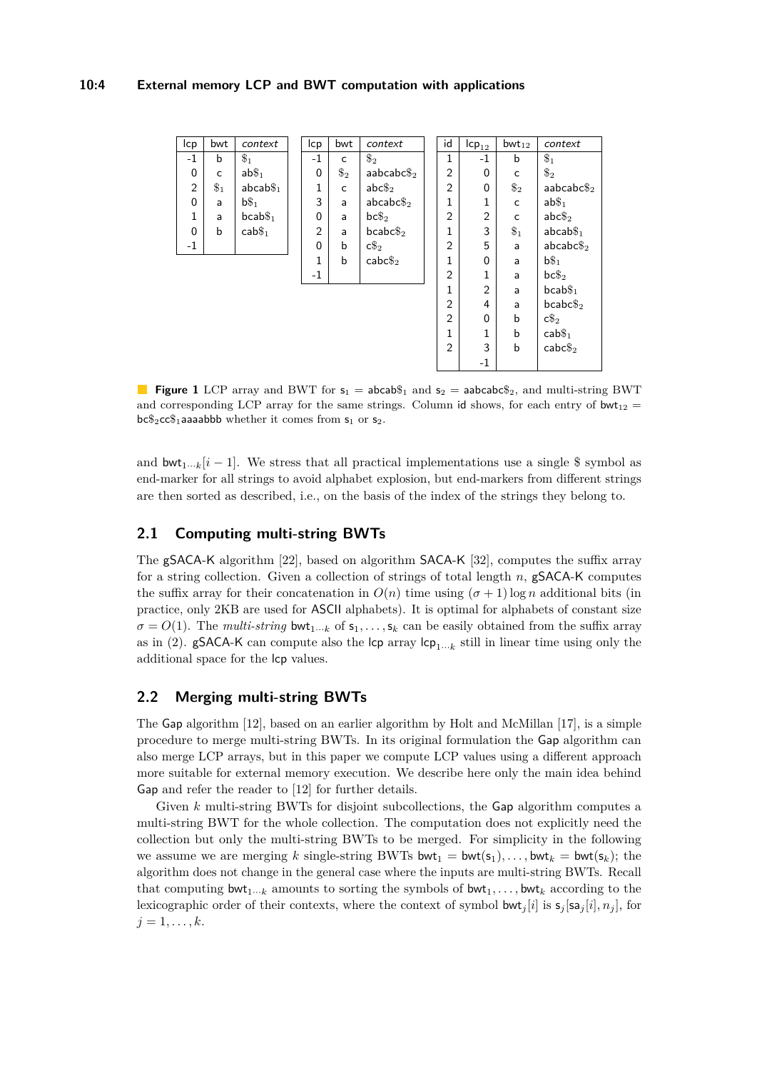| lcp | bwt | *context* |
|---|---|---|
| -1 | b | $\$_1$ |
| 0 | c | ab$\$_1$ |
| 2 | $\$_1$ | abcab$\$_1$ |
| 0 | a | b$\$_1$ |
| 1 | a | bcab$\$_1$ |
| 0 | b | cab$\$_1$ |
| -1 | | |

| lcp | bwt | *context* |
|---|---|---|
| -1 | c | $\$_2$ |
| 0 | $\$_2$ | aabcabc$\$_2$ |
| 1 | c | abc$\$_2$ |
| 3 | a | abcabc$\$_2$ |
| 0 | a | bc$\$_2$ |
| 2 | a | bcabc$\$_2$ |
| 0 | b | c$\$_2$ |
| 1 | b | cabc$\$_2$ |
| -1 | | |

| id | $\mathsf{lcp}_{12}$ | $\mathsf{bwt}_{12}$ | *context* |
|---|---|---|---|
| 1 | -1 | b | $\$_1$ |
| 2 | 0 | c | $\$_2$ |
| 2 | 0 | $\$_2$ | aabcabc$\$_2$ |
| 1 | 1 | c | ab$\$_1$ |
| 2 | 2 | c | abc$\$_2$ |
| 1 | 3 | $\$_1$ | abcab$\$_1$ |
| 2 | 5 | a | abcabc$\$_2$ |
| 1 | 0 | a | b$\$_1$ |
| 2 | 1 | a | bc$\$_2$ |
| 1 | 2 | a | bcab$\$_1$ |
| 2 | 4 | a | bcabc$\$_2$ |
| 2 | 0 | b | c$\$_2$ |
| 1 | 1 | b | cab$\$_1$ |
| 2 | 3 | b | cabc$\$_2$ |
| | -1 | | |

**Figure 1** LCP array and BWT for $\mathsf{s}_1 = \mathsf{abcab}\$_1$ and $\mathsf{s}_2 = \mathsf{aabcabc}\$_2$, and multi-string BWT and corresponding LCP array for the same strings. Column id shows, for each entry of $\mathsf{bwt}_{12} = \mathsf{bc}\$_2\mathsf{cc}\$_1\mathsf{aaaabbb}$ whether it comes from $\mathsf{s}_1$ or $\mathsf{s}_2$.

and $\mathsf{bwt}_{1\cdots k}[i-1]$. We stress that all practical implementations use a single \$ symbol as end-marker for all strings to avoid alphabet explosion, but end-markers from different strings are then sorted as described, i.e., on the basis of the index of the strings they belong to.

## 2.1 Computing multi-string BWTs

The gSACA-K algorithm [22], based on algorithm SACA-K [32], computes the suffix array for a string collection. Given a collection of strings of total length $n$, gSACA-K computes the suffix array for their concatenation in $O(n)$ time using $(\sigma+1)\log n$ additional bits (in practice, only 2KB are used for ASCII alphabets). It is optimal for alphabets of constant size $\sigma = O(1)$. The *multi-string* $\mathsf{bwt}_{1\cdots k}$ of $\mathsf{s}_1, \ldots, \mathsf{s}_k$ can be easily obtained from the suffix array as in (2). gSACA-K can compute also the lcp array $\mathsf{lcp}_{1\cdots k}$ still in linear time using only the additional space for the lcp values.

## 2.2 Merging multi-string BWTs

The Gap algorithm [12], based on an earlier algorithm by Holt and McMillan [17], is a simple procedure to merge multi-string BWTs. In its original formulation the Gap algorithm can also merge LCP arrays, but in this paper we compute LCP values using a different approach more suitable for external memory execution. We describe here only the main idea behind Gap and refer the reader to [12] for further details.

Given $k$ multi-string BWTs for disjoint subcollections, the Gap algorithm computes a multi-string BWT for the whole collection. The computation does not explicitly need the collection but only the multi-string BWTs to be merged. For simplicity in the following we assume we are merging $k$ single-string BWTs $\mathsf{bwt}_1 = \mathsf{bwt}(\mathsf{s}_1), \ldots, \mathsf{bwt}_k = \mathsf{bwt}(\mathsf{s}_k)$; the algorithm does not change in the general case where the inputs are multi-string BWTs. Recall that computing $\mathsf{bwt}_{1\cdots k}$ amounts to sorting the symbols of $\mathsf{bwt}_1, \ldots, \mathsf{bwt}_k$ according to the lexicographic order of their contexts, where the context of symbol $\mathsf{bwt}_j[i]$ is $\mathsf{s}_j[\mathsf{sa}_j[i], n_j]$, for $j = 1, \ldots, k$.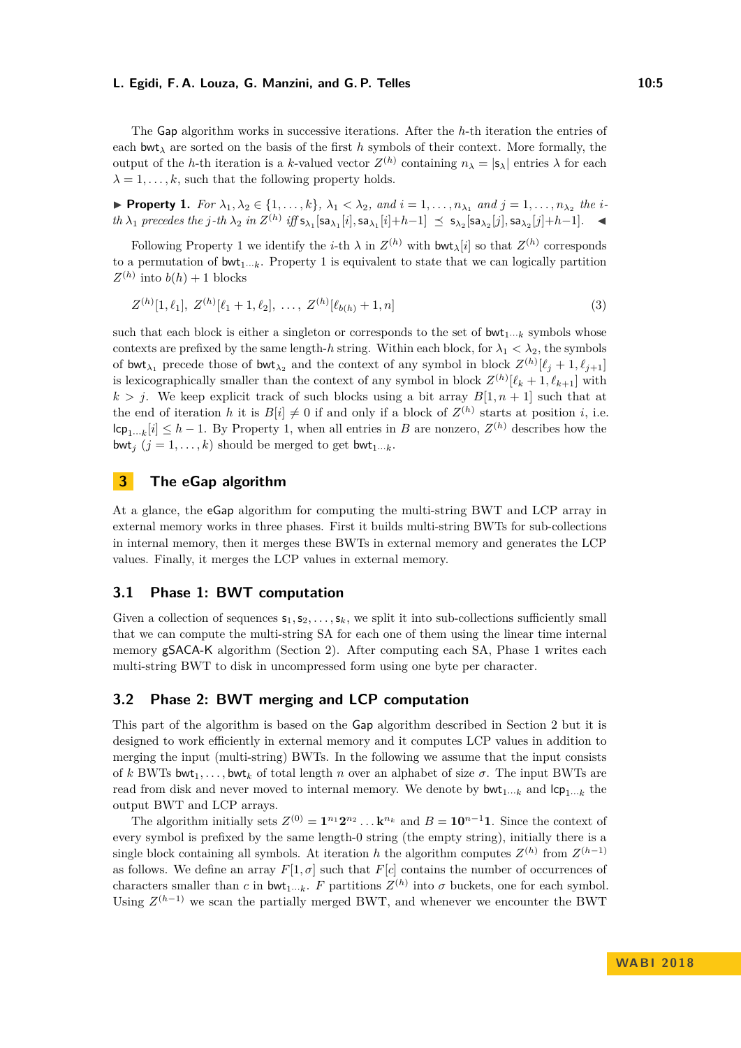The Gap algorithm works in successive iterations. After the $h$-th iteration the entries of each $\mathsf{bwt}_\lambda$ are sorted on the basis of the first $h$ symbols of their context. More formally, the output of the $h$-th iteration is a $k$-valued vector $Z^{(h)}$ containing $n_\lambda = |\mathsf{s}_\lambda|$ entries $\lambda$ for each $\lambda = 1, \ldots, k$, such that the following property holds.

▶ **Property 1.** *For $\lambda_1, \lambda_2 \in \{1, \ldots, k\}$, $\lambda_1 < \lambda_2$, and $i = 1, \ldots, n_{\lambda_1}$ and $j = 1, \ldots, n_{\lambda_2}$ the $i$-th $\lambda_1$ precedes the $j$-th $\lambda_2$ in $Z^{(h)}$ iff $\mathsf{s}_{\lambda_1}[\mathsf{sa}_{\lambda_1}[i], \mathsf{sa}_{\lambda_1}[i]{+}h{-}1] \preceq \mathsf{s}_{\lambda_2}[\mathsf{sa}_{\lambda_2}[j], \mathsf{sa}_{\lambda_2}[j]{+}h{-}1]$.* ◀

Following Property 1 we identify the $i$-th $\lambda$ in $Z^{(h)}$ with $\mathsf{bwt}_\lambda[i]$ so that $Z^{(h)}$ corresponds to a permutation of $\mathsf{bwt}_{1\cdots k}$. Property 1 is equivalent to state that we can logically partition $Z^{(h)}$ into $b(h) + 1$ blocks

$$Z^{(h)}[1, \ell_1],\ Z^{(h)}[\ell_1 + 1, \ell_2],\ \ldots,\ Z^{(h)}[\ell_{b(h)} + 1, n] \tag{3}$$

such that each block is either a singleton or corresponds to the set of $\mathsf{bwt}_{1\cdots k}$ symbols whose contexts are prefixed by the same length-$h$ string. Within each block, for $\lambda_1 < \lambda_2$, the symbols of $\mathsf{bwt}_{\lambda_1}$ precede those of $\mathsf{bwt}_{\lambda_2}$ and the context of any symbol in block $Z^{(h)}[\ell_j + 1, \ell_{j+1}]$ is lexicographically smaller than the context of any symbol in block $Z^{(h)}[\ell_k + 1, \ell_{k+1}]$ with $k > j$. We keep explicit track of such blocks using a bit array $B[1, n + 1]$ such that at the end of iteration $h$ it is $B[i] \neq 0$ if and only if a block of $Z^{(h)}$ starts at position $i$, i.e. $\mathsf{lcp}_{1\cdots k}[i] \leq h - 1$. By Property 1, when all entries in $B$ are nonzero, $Z^{(h)}$ describes how the $\mathsf{bwt}_j$ $(j = 1, \ldots, k)$ should be merged to get $\mathsf{bwt}_{1\cdots k}$.

## 3 The eGap algorithm

At a glance, the eGap algorithm for computing the multi-string BWT and LCP array in external memory works in three phases. First it builds multi-string BWTs for sub-collections in internal memory, then it merges these BWTs in external memory and generates the LCP values. Finally, it merges the LCP values in external memory.

### 3.1 Phase 1: BWT computation

Given a collection of sequences $\mathsf{s}_1, \mathsf{s}_2, \ldots, \mathsf{s}_k$, we split it into sub-collections sufficiently small that we can compute the multi-string SA for each one of them using the linear time internal memory gSACA-K algorithm (Section 2). After computing each SA, Phase 1 writes each multi-string BWT to disk in uncompressed form using one byte per character.

### 3.2 Phase 2: BWT merging and LCP computation

This part of the algorithm is based on the Gap algorithm described in Section 2 but it is designed to work efficiently in external memory and it computes LCP values in addition to merging the input (multi-string) BWTs. In the following we assume that the input consists of $k$ BWTs $\mathsf{bwt}_1, \ldots, \mathsf{bwt}_k$ of total length $n$ over an alphabet of size $\sigma$. The input BWTs are read from disk and never moved to internal memory. We denote by $\mathsf{bwt}_{1\cdots k}$ and $\mathsf{lcp}_{1\cdots k}$ the output BWT and LCP arrays.

The algorithm initially sets $Z^{(0)} = \mathbf{1}^{n_1}\mathbf{2}^{n_2}\ldots\mathbf{k}^{n_k}$ and $B = \mathbf{1}\mathbf{0}^{n-1}\mathbf{1}$. Since the context of every symbol is prefixed by the same length-0 string (the empty string), initially there is a single block containing all symbols. At iteration $h$ the algorithm computes $Z^{(h)}$ from $Z^{(h-1)}$ as follows. We define an array $F[1, \sigma]$ such that $F[c]$ contains the number of occurrences of characters smaller than $c$ in $\mathsf{bwt}_{1\cdots k}$. $F$ partitions $Z^{(h)}$ into $\sigma$ buckets, one for each symbol. Using $Z^{(h-1)}$ we scan the partially merged BWT, and whenever we encounter the BWT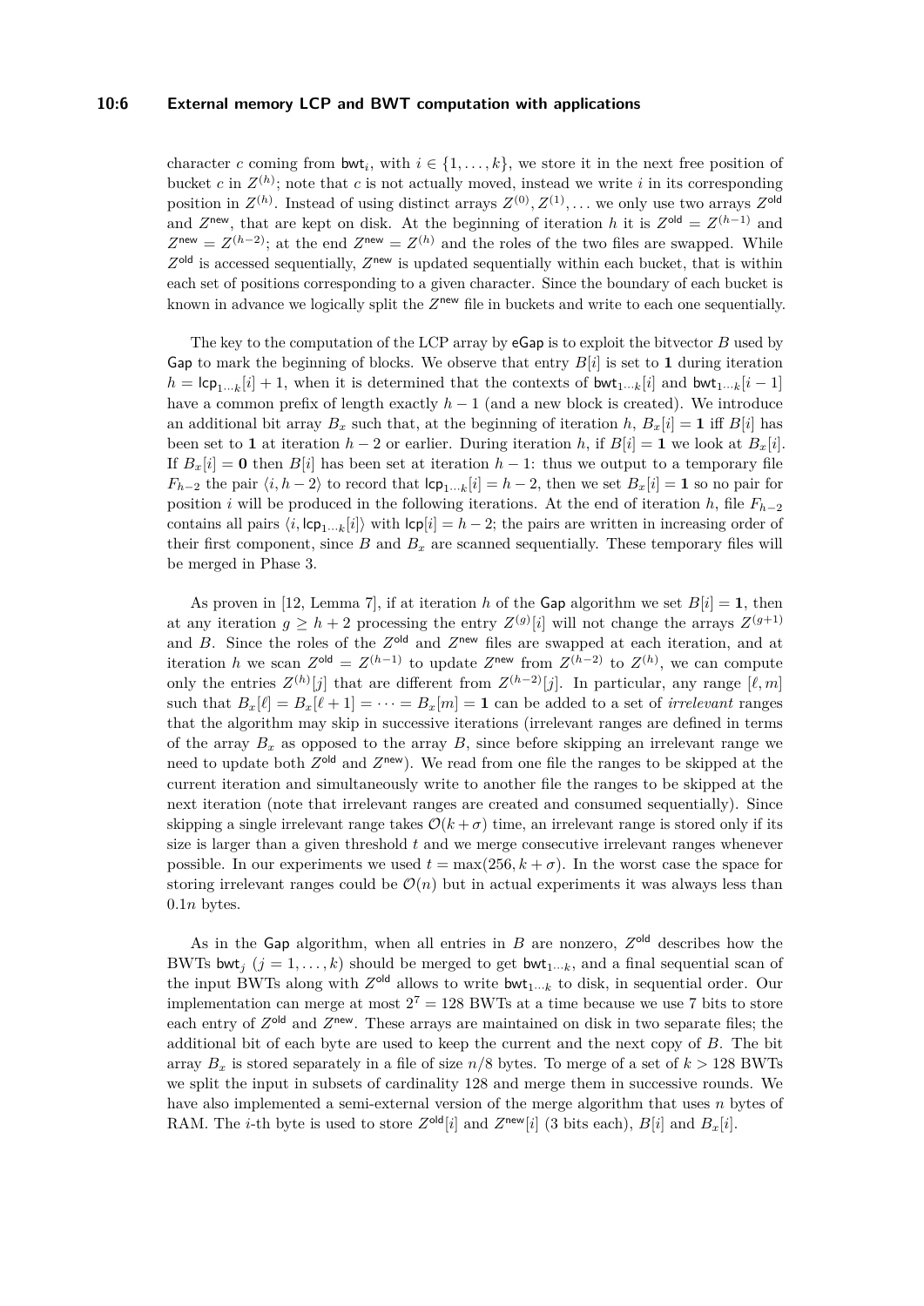character $c$ coming from $\mathsf{bwt}_i$, with $i \in \{1, \ldots, k\}$, we store it in the next free position of bucket $c$ in $Z^{(h)}$; note that $c$ is not actually moved, instead we write $i$ in its corresponding position in $Z^{(h)}$. Instead of using distinct arrays $Z^{(0)}, Z^{(1)}, \ldots$ we only use two arrays $Z^{\mathsf{old}}$ and $Z^{\mathsf{new}}$, that are kept on disk. At the beginning of iteration $h$ it is $Z^{\mathsf{old}} = Z^{(h-1)}$ and $Z^{\mathsf{new}} = Z^{(h-2)}$; at the end $Z^{\mathsf{new}} = Z^{(h)}$ and the roles of the two files are swapped. While $Z^{\mathsf{old}}$ is accessed sequentially, $Z^{\mathsf{new}}$ is updated sequentially within each bucket, that is within each set of positions corresponding to a given character. Since the boundary of each bucket is known in advance we logically split the $Z^{\mathsf{new}}$ file in buckets and write to each one sequentially.

The key to the computation of the LCP array by eGap is to exploit the bitvector $B$ used by Gap to mark the beginning of blocks. We observe that entry $B[i]$ is set to **1** during iteration $h = \mathsf{lcp}_{1\cdots k}[i] + 1$, when it is determined that the contexts of $\mathsf{bwt}_{1\cdots k}[i]$ and $\mathsf{bwt}_{1\cdots k}[i-1]$ have a common prefix of length exactly $h-1$ (and a new block is created). We introduce an additional bit array $B_x$ such that, at the beginning of iteration $h$, $B_x[i] = \mathbf{1}$ iff $B[i]$ has been set to **1** at iteration $h-2$ or earlier. During iteration $h$, if $B[i] = \mathbf{1}$ we look at $B_x[i]$. If $B_x[i] = \mathbf{0}$ then $B[i]$ has been set at iteration $h-1$: thus we output to a temporary file $F_{h-2}$ the pair $\langle i, h-2 \rangle$ to record that $\mathsf{lcp}_{1\cdots k}[i] = h-2$, then we set $B_x[i] = \mathbf{1}$ so no pair for position $i$ will be produced in the following iterations. At the end of iteration $h$, file $F_{h-2}$ contains all pairs $\langle i, \mathsf{lcp}_{1\cdots k}[i] \rangle$ with $\mathsf{lcp}[i] = h-2$; the pairs are written in increasing order of their first component, since $B$ and $B_x$ are scanned sequentially. These temporary files will be merged in Phase 3.

As proven in [12, Lemma 7], if at iteration $h$ of the Gap algorithm we set $B[i] = \mathbf{1}$, then at any iteration $g \geq h+2$ processing the entry $Z^{(g)}[i]$ will not change the arrays $Z^{(g+1)}$ and $B$. Since the roles of the $Z^{\mathsf{old}}$ and $Z^{\mathsf{new}}$ files are swapped at each iteration, and at iteration $h$ we scan $Z^{\mathsf{old}} = Z^{(h-1)}$ to update $Z^{\mathsf{new}}$ from $Z^{(h-2)}$ to $Z^{(h)}$, we can compute only the entries $Z^{(h)}[j]$ that are different from $Z^{(h-2)}[j]$. In particular, any range $[\ell, m]$ such that $B_x[\ell] = B_x[\ell+1] = \cdots = B_x[m] = \mathbf{1}$ can be added to a set of *irrelevant* ranges that the algorithm may skip in successive iterations (irrelevant ranges are defined in terms of the array $B_x$ as opposed to the array $B$, since before skipping an irrelevant range we need to update both $Z^{\mathsf{old}}$ and $Z^{\mathsf{new}}$). We read from one file the ranges to be skipped at the current iteration and simultaneously write to another file the ranges to be skipped at the next iteration (note that irrelevant ranges are created and consumed sequentially). Since skipping a single irrelevant range takes $\mathcal{O}(k+\sigma)$ time, an irrelevant range is stored only if its size is larger than a given threshold $t$ and we merge consecutive irrelevant ranges whenever possible. In our experiments we used $t = \max(256, k+\sigma)$. In the worst case the space for storing irrelevant ranges could be $\mathcal{O}(n)$ but in actual experiments it was always less than $0.1n$ bytes.

As in the Gap algorithm, when all entries in $B$ are nonzero, $Z^{\mathsf{old}}$ describes how the BWTs $\mathsf{bwt}_j$ ($j = 1, \ldots, k$) should be merged to get $\mathsf{bwt}_{1\cdots k}$, and a final sequential scan of the input BWTs along with $Z^{\mathsf{old}}$ allows to write $\mathsf{bwt}_{1\cdots k}$ to disk, in sequential order. Our implementation can merge at most $2^7 = 128$ BWTs at a time because we use 7 bits to store each entry of $Z^{\mathsf{old}}$ and $Z^{\mathsf{new}}$. These arrays are maintained on disk in two separate files; the additional bit of each byte are used to keep the current and the next copy of $B$. The bit array $B_x$ is stored separately in a file of size $n/8$ bytes. To merge of a set of $k > 128$ BWTs we split the input in subsets of cardinality 128 and merge them in successive rounds. We have also implemented a semi-external version of the merge algorithm that uses $n$ bytes of RAM. The $i$-th byte is used to store $Z^{\mathsf{old}}[i]$ and $Z^{\mathsf{new}}[i]$ (3 bits each), $B[i]$ and $B_x[i]$.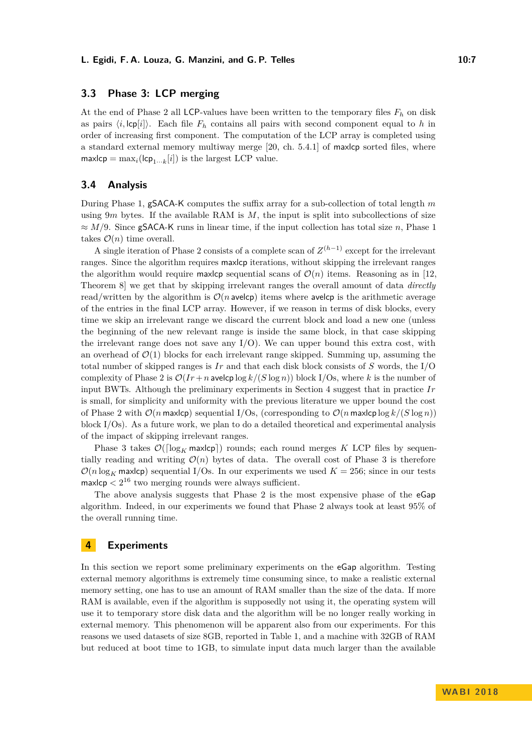### 3.3 Phase 3: LCP merging

At the end of Phase 2 all LCP-values have been written to the temporary files $F_h$ on disk as pairs $\langle i, \mathsf{lcp}[i] \rangle$. Each file $F_h$ contains all pairs with second component equal to $h$ in order of increasing first component. The computation of the LCP array is completed using a standard external memory multiway merge [20, ch. 5.4.1] of maxlcp sorted files, where $\mathsf{maxlcp} = \max_i(\mathsf{lcp}_{1\cdots k}[i])$ is the largest LCP value.

### 3.4 Analysis

During Phase 1, gSACA-K computes the suffix array for a sub-collection of total length $m$ using $9m$ bytes. If the available RAM is $M$, the input is split into subcollections of size $\approx M/9$. Since gSACA-K runs in linear time, if the input collection has total size $n$, Phase 1 takes $\mathcal{O}(n)$ time overall.

A single iteration of Phase 2 consists of a complete scan of $Z^{(h-1)}$ except for the irrelevant ranges. Since the algorithm requires maxlcp iterations, without skipping the irrelevant ranges the algorithm would require maxlcp sequential scans of $\mathcal{O}(n)$ items. Reasoning as in [12, Theorem 8] we get that by skipping irrelevant ranges the overall amount of data *directly* read/written by the algorithm is $\mathcal{O}(n\,\mathsf{avelcp})$ items where avelcp is the arithmetic average of the entries in the final LCP array. However, if we reason in terms of disk blocks, every time we skip an irrelevant range we discard the current block and load a new one (unless the beginning of the new relevant range is inside the same block, in that case skipping the irrelevant range does not save any I/O). We can upper bound this extra cost, with an overhead of $\mathcal{O}(1)$ blocks for each irrelevant range skipped. Summing up, assuming the total number of skipped ranges is $Ir$ and that each disk block consists of $S$ words, the I/O complexity of Phase 2 is $\mathcal{O}(Ir + n\,\mathsf{avelcp}\log k/(S\log n))$ block I/Os, where $k$ is the number of input BWTs. Although the preliminary experiments in Section 4 suggest that in practice $Ir$ is small, for simplicity and uniformity with the previous literature we upper bound the cost of Phase 2 with $\mathcal{O}(n\,\mathsf{maxlcp})$ sequential I/Os, (corresponding to $\mathcal{O}(n\,\mathsf{maxlcp}\log k/(S\log n))$ block I/Os). As a future work, we plan to do a detailed theoretical and experimental analysis of the impact of skipping irrelevant ranges.

Phase 3 takes $\mathcal{O}(\lceil \log_K \mathsf{maxlcp} \rceil)$ rounds; each round merges $K$ LCP files by sequentially reading and writing $\mathcal{O}(n)$ bytes of data. The overall cost of Phase 3 is therefore $\mathcal{O}(n \log_K \mathsf{maxlcp})$ sequential I/Os. In our experiments we used $K = 256$; since in our tests $\mathsf{maxlcp} < 2^{16}$ two merging rounds were always sufficient.

The above analysis suggests that Phase 2 is the most expensive phase of the eGap algorithm. Indeed, in our experiments we found that Phase 2 always took at least 95% of the overall running time.

## 4 Experiments

In this section we report some preliminary experiments on the eGap algorithm. Testing external memory algorithms is extremely time consuming since, to make a realistic external memory setting, one has to use an amount of RAM smaller than the size of the data. If more RAM is available, even if the algorithm is supposedly not using it, the operating system will use it to temporary store disk data and the algorithm will be no longer really working in external memory. This phenomenon will be apparent also from our experiments. For this reasons we used datasets of size 8GB, reported in Table 1, and a machine with 32GB of RAM but reduced at boot time to 1GB, to simulate input data much larger than the available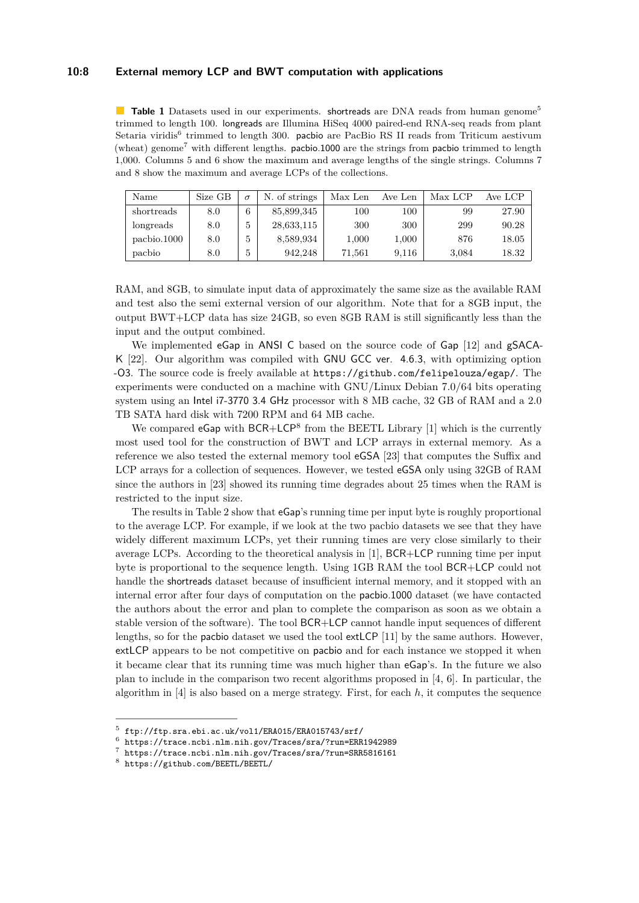**Table 1** Datasets used in our experiments. shortreads are DNA reads from human genome[5] trimmed to length 100. longreads are Illumina HiSeq 4000 paired-end RNA-seq reads from plant Setaria viridis[6] trimmed to length 300. pacbio are PacBio RS II reads from Triticum aestivum (wheat) genome[7] with different lengths. pacbio.1000 are the strings from pacbio trimmed to length 1,000. Columns 5 and 6 show the maximum and average lengths of the single strings. Columns 7 and 8 show the maximum and average LCPs of the collections.

| Name | Size GB | $\sigma$ | N. of strings | Max Len | Ave Len | Max LCP | Ave LCP |
|---|---|---|---|---|---|---|---|
| shortreads | 8.0 | 6 | 85,899,345 | 100 | 100 | 99 | 27.90 |
| longreads | 8.0 | 5 | 28,633,115 | 300 | 300 | 299 | 90.28 |
| pacbio.1000 | 8.0 | 5 | 8,589,934 | 1,000 | 1,000 | 876 | 18.05 |
| pacbio | 8.0 | 5 | 942,248 | 71,561 | 9,116 | 3,084 | 18.32 |

RAM, and 8GB, to simulate input data of approximately the same size as the available RAM and test also the semi external version of our algorithm. Note that for a 8GB input, the output BWT+LCP data has size 24GB, so even 8GB RAM is still significantly less than the input and the output combined.

We implemented eGap in ANSI C based on the source code of Gap [12] and gSACA-K [22]. Our algorithm was compiled with GNU GCC ver. 4.6.3, with optimizing option -O3. The source code is freely available at `https://github.com/felipelouza/egap/`. The experiments were conducted on a machine with GNU/Linux Debian 7.0/64 bits operating system using an Intel i7-3770 3.4 GHz processor with 8 MB cache, 32 GB of RAM and a 2.0 TB SATA hard disk with 7200 RPM and 64 MB cache.

We compared eGap with BCR+LCP[8] from the BEETL Library [1] which is the currently most used tool for the construction of BWT and LCP arrays in external memory. As a reference we also tested the external memory tool eGSA [23] that computes the Suffix and LCP arrays for a collection of sequences. However, we tested eGSA only using 32GB of RAM since the authors in [23] showed its running time degrades about 25 times when the RAM is restricted to the input size.

The results in Table 2 show that eGap's running time per input byte is roughly proportional to the average LCP. For example, if we look at the two pacbio datasets we see that they have widely different maximum LCPs, yet their running times are very close similarly to their average LCPs. According to the theoretical analysis in [1], BCR+LCP running time per input byte is proportional to the sequence length. Using 1GB RAM the tool BCR+LCP could not handle the shortreads dataset because of insufficient internal memory, and it stopped with an internal error after four days of computation on the pacbio.1000 dataset (we have contacted the authors about the error and plan to complete the comparison as soon as we obtain a stable version of the software). The tool BCR+LCP cannot handle input sequences of different lengths, so for the pacbio dataset we used the tool extLCP [11] by the same authors. However, extLCP appears to be not competitive on pacbio and for each instance we stopped it when it became clear that its running time was much higher than eGap's. In the future we also plan to include in the comparison two recent algorithms proposed in [4, 6]. In particular, the algorithm in [4] is also based on a merge strategy. First, for each $h$, it computes the sequence

[5] `ftp://ftp.sra.ebi.ac.uk/vol1/ERA015/ERA015743/srf/`
[6] `https://trace.ncbi.nlm.nih.gov/Traces/sra/?run=ERR1942989`
[7] `https://trace.ncbi.nlm.nih.gov/Traces/sra/?run=SRR5816161`
[8] `https://github.com/BEETL/BEETL/`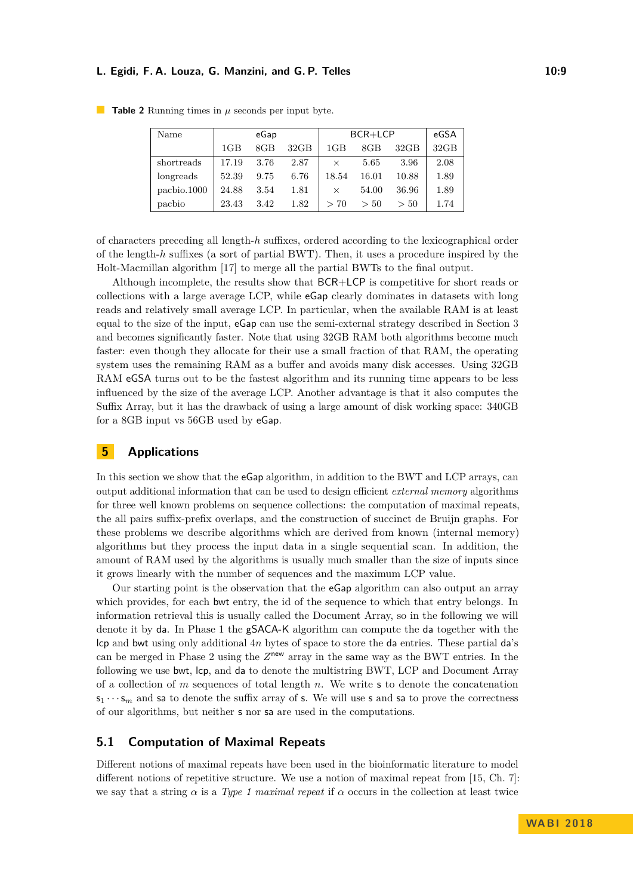**Table 2** Running times in $\mu$ seconds per input byte.

| Name | eGap | | | BCR+LCP | | | eGSA |
|---|---|---|---|---|---|---|---|
| | 1GB | 8GB | 32GB | 1GB | 8GB | 32GB | 32GB |
| shortreads | 17.19 | 3.76 | 2.87 | × | 5.65 | 3.96 | 2.08 |
| longreads | 52.39 | 9.75 | 6.76 | 18.54 | 16.01 | 10.88 | 1.89 |
| pacbio.1000 | 24.88 | 3.54 | 1.81 | × | 54.00 | 36.96 | 1.89 |
| pacbio | 23.43 | 3.42 | 1.82 | $> 70$ | $> 50$ | $> 50$ | 1.74 |

of characters preceding all length-$h$ suffixes, ordered according to the lexicographical order of the length-$h$ suffixes (a sort of partial BWT). Then, it uses a procedure inspired by the Holt-Macmillan algorithm [17] to merge all the partial BWTs to the final output.

Although incomplete, the results show that BCR+LCP is competitive for short reads or collections with a large average LCP, while eGap clearly dominates in datasets with long reads and relatively small average LCP. In particular, when the available RAM is at least equal to the size of the input, eGap can use the semi-external strategy described in Section 3 and becomes significantly faster. Note that using 32GB RAM both algorithms become much faster: even though they allocate for their use a small fraction of that RAM, the operating system uses the remaining RAM as a buffer and avoids many disk accesses. Using 32GB RAM eGSA turns out to be the fastest algorithm and its running time appears to be less influenced by the size of the average LCP. Another advantage is that it also computes the Suffix Array, but it has the drawback of using a large amount of disk working space: 340GB for a 8GB input vs 56GB used by eGap.

## 5 Applications

In this section we show that the eGap algorithm, in addition to the BWT and LCP arrays, can output additional information that can be used to design efficient *external memory* algorithms for three well known problems on sequence collections: the computation of maximal repeats, the all pairs suffix-prefix overlaps, and the construction of succinct de Bruijn graphs. For these problems we describe algorithms which are derived from known (internal memory) algorithms but they process the input data in a single sequential scan. In addition, the amount of RAM used by the algorithms is usually much smaller than the size of inputs since it grows linearly with the number of sequences and the maximum LCP value.

Our starting point is the observation that the eGap algorithm can also output an array which provides, for each bwt entry, the id of the sequence to which that entry belongs. In information retrieval this is usually called the Document Array, so in the following we will denote it by da. In Phase 1 the gSACA-K algorithm can compute the da together with the lcp and bwt using only additional $4n$ bytes of space to store the da entries. These partial da's can be merged in Phase 2 using the $Z^{\mathsf{new}}$ array in the same way as the BWT entries. In the following we use bwt, lcp, and da to denote the multistring BWT, LCP and Document Array of a collection of $m$ sequences of total length $n$. We write s to denote the concatenation $\mathsf{s}_1 \cdots \mathsf{s}_m$ and sa to denote the suffix array of s. We will use s and sa to prove the correctness of our algorithms, but neither s nor sa are used in the computations.

### 5.1 Computation of Maximal Repeats

Different notions of maximal repeats have been used in the bioinformatic literature to model different notions of repetitive structure. We use a notion of maximal repeat from [15, Ch. 7]: we say that a string $\alpha$ is a *Type 1 maximal repeat* if $\alpha$ occurs in the collection at least twice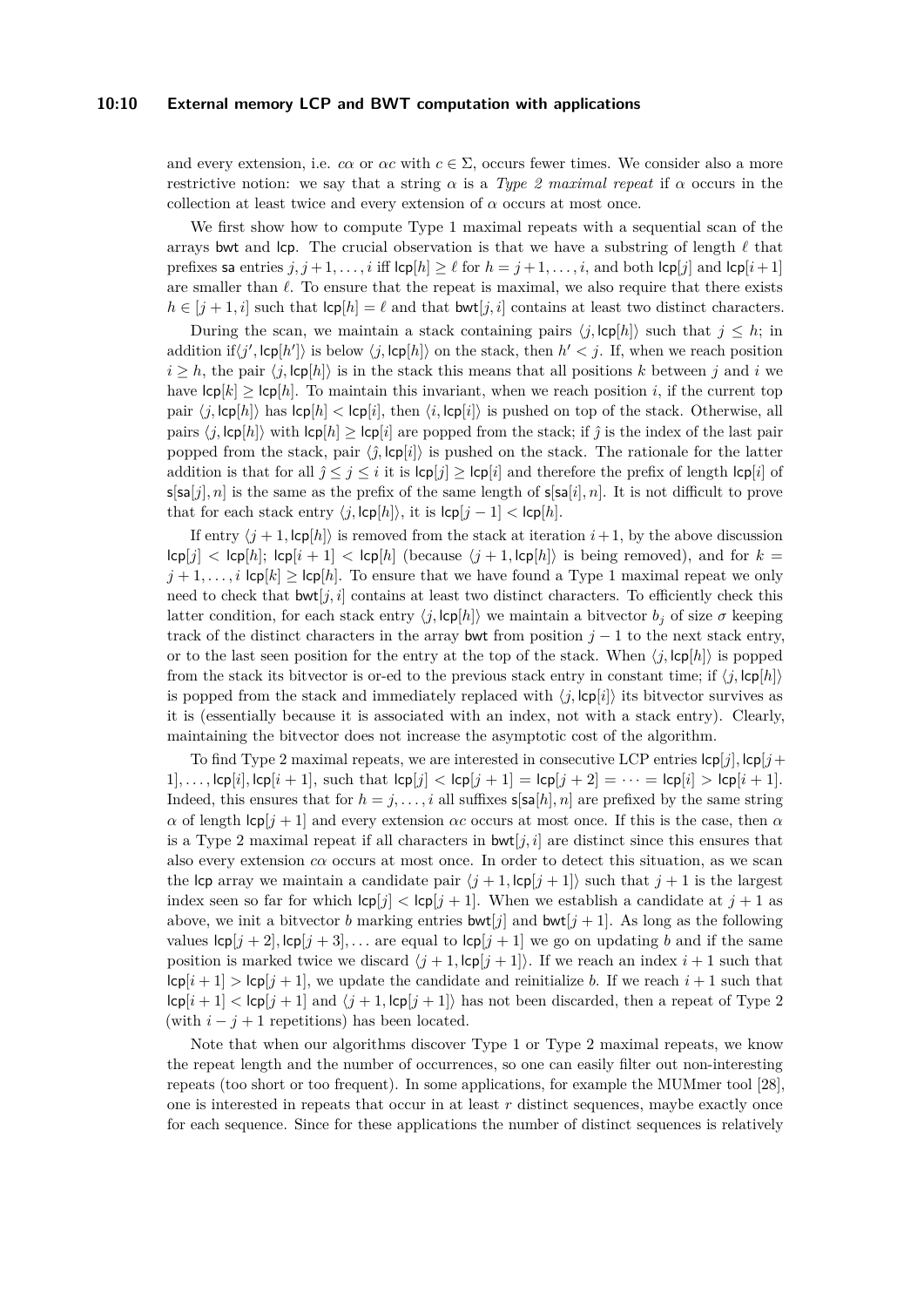and every extension, i.e. $c\alpha$ or $\alpha c$ with $c \in \Sigma$, occurs fewer times. We consider also a more restrictive notion: we say that a string $\alpha$ is a *Type 2 maximal repeat* if $\alpha$ occurs in the collection at least twice and every extension of $\alpha$ occurs at most once.

We first show how to compute Type 1 maximal repeats with a sequential scan of the arrays $\mathsf{bwt}$ and $\mathsf{lcp}$. The crucial observation is that we have a substring of length $\ell$ that prefixes $\mathsf{sa}$ entries $j, j+1, \ldots, i$ iff $\mathsf{lcp}[h] \geq \ell$ for $h = j+1, \ldots, i$, and both $\mathsf{lcp}[j]$ and $\mathsf{lcp}[i+1]$ are smaller than $\ell$. To ensure that the repeat is maximal, we also require that there exists $h \in [j+1, i]$ such that $\mathsf{lcp}[h] = \ell$ and that $\mathsf{bwt}[j, i]$ contains at least two distinct characters.

During the scan, we maintain a stack containing pairs $\langle j, \mathsf{lcp}[h] \rangle$ such that $j \leq h$; in addition if$\langle j', \mathsf{lcp}[h'] \rangle$ is below $\langle j, \mathsf{lcp}[h] \rangle$ on the stack, then $h' < j$. If, when we reach position $i \geq h$, the pair $\langle j, \mathsf{lcp}[h] \rangle$ is in the stack this means that all positions $k$ between $j$ and $i$ we have $\mathsf{lcp}[k] \geq \mathsf{lcp}[h]$. To maintain this invariant, when we reach position $i$, if the current top pair $\langle j, \mathsf{lcp}[h] \rangle$ has $\mathsf{lcp}[h] < \mathsf{lcp}[i]$, then $\langle i, \mathsf{lcp}[i] \rangle$ is pushed on top of the stack. Otherwise, all pairs $\langle j, \mathsf{lcp}[h] \rangle$ with $\mathsf{lcp}[h] \geq \mathsf{lcp}[i]$ are popped from the stack; if $\hat{\jmath}$ is the index of the last pair popped from the stack, pair $\langle \hat{\jmath}, \mathsf{lcp}[i] \rangle$ is pushed on the stack. The rationale for the latter addition is that for all $\hat{\jmath} \leq j \leq i$ it is $\mathsf{lcp}[j] \geq \mathsf{lcp}[i]$ and therefore the prefix of length $\mathsf{lcp}[i]$ of $\mathsf{s}[\mathsf{sa}[j], n]$ is the same as the prefix of the same length of $\mathsf{s}[\mathsf{sa}[i], n]$. It is not difficult to prove that for each stack entry $\langle j, \mathsf{lcp}[h] \rangle$, it is $\mathsf{lcp}[j-1] < \mathsf{lcp}[h]$.

If entry $\langle j+1, \mathsf{lcp}[h] \rangle$ is removed from the stack at iteration $i+1$, by the above discussion $\mathsf{lcp}[j] < \mathsf{lcp}[h]$; $\mathsf{lcp}[i+1] < \mathsf{lcp}[h]$ (because $\langle j+1, \mathsf{lcp}[h] \rangle$ is being removed), and for $k = j+1, \ldots, i$ $\mathsf{lcp}[k] \geq \mathsf{lcp}[h]$. To ensure that we have found a Type 1 maximal repeat we only need to check that $\mathsf{bwt}[j, i]$ contains at least two distinct characters. To efficiently check this latter condition, for each stack entry $\langle j, \mathsf{lcp}[h] \rangle$ we maintain a bitvector $b_j$ of size $\sigma$ keeping track of the distinct characters in the array $\mathsf{bwt}$ from position $j-1$ to the next stack entry, or to the last seen position for the entry at the top of the stack. When $\langle j, \mathsf{lcp}[h] \rangle$ is popped from the stack its bitvector is or-ed to the previous stack entry in constant time; if $\langle j, \mathsf{lcp}[h] \rangle$ is popped from the stack and immediately replaced with $\langle j, \mathsf{lcp}[i] \rangle$ its bitvector survives as it is (essentially because it is associated with an index, not with a stack entry). Clearly, maintaining the bitvector does not increase the asymptotic cost of the algorithm.

To find Type 2 maximal repeats, we are interested in consecutive LCP entries $\mathsf{lcp}[j], \mathsf{lcp}[j+1], \ldots, \mathsf{lcp}[i], \mathsf{lcp}[i+1]$, such that $\mathsf{lcp}[j] < \mathsf{lcp}[j+1] = \mathsf{lcp}[j+2] = \cdots = \mathsf{lcp}[i] > \mathsf{lcp}[i+1]$. Indeed, this ensures that for $h = j, \ldots, i$ all suffixes $\mathsf{s}[\mathsf{sa}[h], n]$ are prefixed by the same string $\alpha$ of length $\mathsf{lcp}[j+1]$ and every extension $\alpha c$ occurs at most once. If this is the case, then $\alpha$ is a Type 2 maximal repeat if all characters in $\mathsf{bwt}[j, i]$ are distinct since this ensures that also every extension $c\alpha$ occurs at most once. In order to detect this situation, as we scan the $\mathsf{lcp}$ array we maintain a candidate pair $\langle j+1, \mathsf{lcp}[j+1] \rangle$ such that $j+1$ is the largest index seen so far for which $\mathsf{lcp}[j] < \mathsf{lcp}[j+1]$. When we establish a candidate at $j+1$ as above, we init a bitvector $b$ marking entries $\mathsf{bwt}[j]$ and $\mathsf{bwt}[j+1]$. As long as the following values $\mathsf{lcp}[j+2], \mathsf{lcp}[j+3], \ldots$ are equal to $\mathsf{lcp}[j+1]$ we go on updating $b$ and if the same position is marked twice we discard $\langle j+1, \mathsf{lcp}[j+1] \rangle$. If we reach an index $i+1$ such that $\mathsf{lcp}[i+1] > \mathsf{lcp}[j+1]$, we update the candidate and reinitialize $b$. If we reach $i+1$ such that $\mathsf{lcp}[i+1] < \mathsf{lcp}[j+1]$ and $\langle j+1, \mathsf{lcp}[j+1] \rangle$ has not been discarded, then a repeat of Type 2 (with $i-j+1$ repetitions) has been located.

Note that when our algorithms discover Type 1 or Type 2 maximal repeats, we know the repeat length and the number of occurrences, so one can easily filter out non-interesting repeats (too short or too frequent). In some applications, for example the MUMmer tool [28], one is interested in repeats that occur in at least $r$ distinct sequences, maybe exactly once for each sequence. Since for these applications the number of distinct sequences is relatively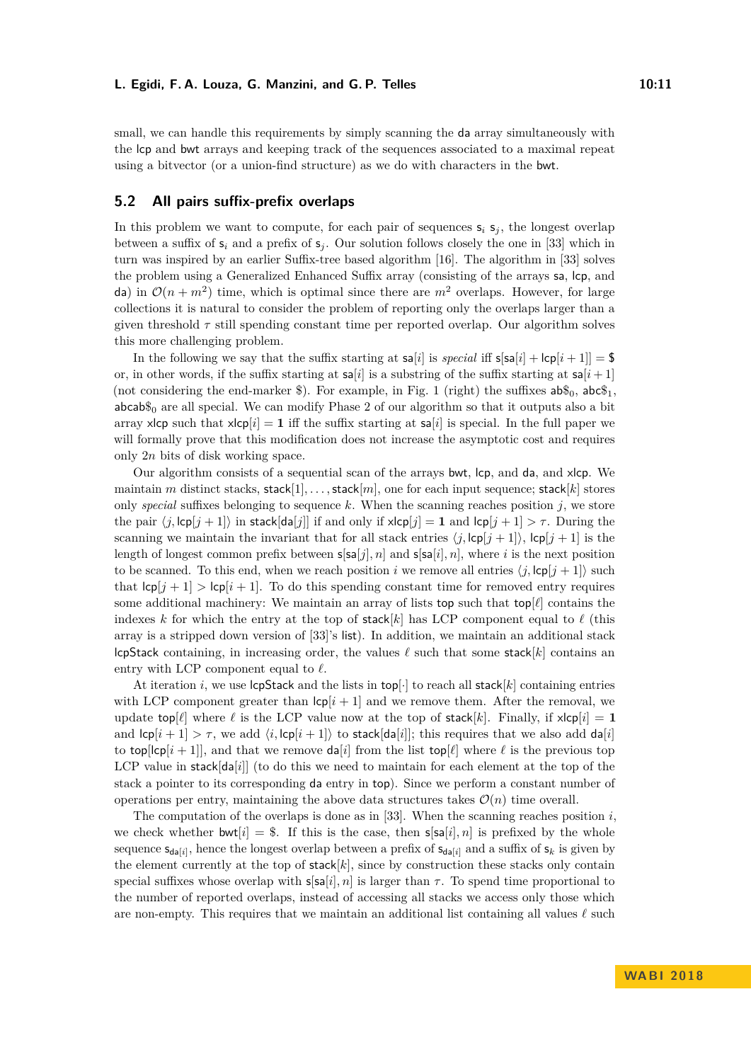small, we can handle this requirements by simply scanning the da array simultaneously with the lcp and bwt arrays and keeping track of the sequences associated to a maximal repeat using a bitvector (or a union-find structure) as we do with characters in the bwt.

## 5.2 All pairs suffix-prefix overlaps

In this problem we want to compute, for each pair of sequences $s_i$ $s_j$, the longest overlap between a suffix of $s_i$ and a prefix of $s_j$. Our solution follows closely the one in [33] which in turn was inspired by an earlier Suffix-tree based algorithm [16]. The algorithm in [33] solves the problem using a Generalized Enhanced Suffix array (consisting of the arrays sa, lcp, and da) in $\mathcal{O}(n + m^2)$ time, which is optimal since there are $m^2$ overlaps. However, for large collections it is natural to consider the problem of reporting only the overlaps larger than a given threshold $\tau$ still spending constant time per reported overlap. Our algorithm solves this more challenging problem.

In the following we say that the suffix starting at $\mathsf{sa}[i]$ is *special* iff $\mathsf{s}[\mathsf{sa}[i] + \mathsf{lcp}[i+1]] = \$$ or, in other words, if the suffix starting at $\mathsf{sa}[i]$ is a substring of the suffix starting at $\mathsf{sa}[i+1]$ (not considering the end-marker \$). For example, in Fig. 1 (right) the suffixes $\mathsf{ab\$}_0$, $\mathsf{abc\$}_1$, $\mathsf{abcab\$}_0$ are all special. We can modify Phase 2 of our algorithm so that it outputs also a bit array xlcp such that $\mathsf{xlcp}[i] = \mathbf{1}$ iff the suffix starting at $\mathsf{sa}[i]$ is special. In the full paper we will formally prove that this modification does not increase the asymptotic cost and requires only $2n$ bits of disk working space.

Our algorithm consists of a sequential scan of the arrays bwt, lcp, and da, and xlcp. We maintain $m$ distinct stacks, $\mathsf{stack}[1], \ldots, \mathsf{stack}[m]$, one for each input sequence; $\mathsf{stack}[k]$ stores only *special* suffixes belonging to sequence $k$. When the scanning reaches position $j$, we store the pair $\langle j, \mathsf{lcp}[j+1] \rangle$ in $\mathsf{stack}[\mathsf{da}[j]]$ if and only if $\mathsf{xlcp}[j] = \mathbf{1}$ and $\mathsf{lcp}[j+1] > \tau$. During the scanning we maintain the invariant that for all stack entries $\langle j, \mathsf{lcp}[j+1] \rangle$, $\mathsf{lcp}[j+1]$ is the length of longest common prefix between $\mathsf{s}[\mathsf{sa}[j], n]$ and $\mathsf{s}[\mathsf{sa}[i], n]$, where $i$ is the next position to be scanned. To this end, when we reach position $i$ we remove all entries $\langle j, \mathsf{lcp}[j+1] \rangle$ such that $\mathsf{lcp}[j+1] > \mathsf{lcp}[i+1]$. To do this spending constant time for removed entry requires some additional machinery: We maintain an array of lists top such that $\mathsf{top}[\ell]$ contains the indexes $k$ for which the entry at the top of $\mathsf{stack}[k]$ has LCP component equal to $\ell$ (this array is a stripped down version of [33]'s list). In addition, we maintain an additional stack lcpStack containing, in increasing order, the values $\ell$ such that some $\mathsf{stack}[k]$ contains an entry with LCP component equal to $\ell$.

At iteration $i$, we use lcpStack and the lists in $\mathsf{top}[\cdot]$ to reach all $\mathsf{stack}[k]$ containing entries with LCP component greater than $\mathsf{lcp}[i+1]$ and we remove them. After the removal, we update $\mathsf{top}[\ell]$ where $\ell$ is the LCP value now at the top of $\mathsf{stack}[k]$. Finally, if $\mathsf{xlcp}[i] = \mathbf{1}$ and $\mathsf{lcp}[i+1] > \tau$, we add $\langle i, \mathsf{lcp}[i+1] \rangle$ to $\mathsf{stack}[\mathsf{da}[i]]$; this requires that we also add $\mathsf{da}[i]$ to $\mathsf{top}[\mathsf{lcp}[i+1]]$, and that we remove $\mathsf{da}[i]$ from the list $\mathsf{top}[\ell]$ where $\ell$ is the previous top LCP value in $\mathsf{stack}[\mathsf{da}[i]]$ (to do this we need to maintain for each element at the top of the stack a pointer to its corresponding da entry in top). Since we perform a constant number of operations per entry, maintaining the above data structures takes $\mathcal{O}(n)$ time overall.

The computation of the overlaps is done as in [33]. When the scanning reaches position $i$, we check whether $\mathsf{bwt}[i] = \$$. If this is the case, then $\mathsf{s}[\mathsf{sa}[i], n]$ is prefixed by the whole sequence $\mathsf{s}_{\mathsf{da}[i]}$, hence the longest overlap between a prefix of $\mathsf{s}_{\mathsf{da}[i]}$ and a suffix of $\mathsf{s}_k$ is given by the element currently at the top of $\mathsf{stack}[k]$, since by construction these stacks only contain special suffixes whose overlap with $\mathsf{s}[\mathsf{sa}[i], n]$ is larger than $\tau$. To spend time proportional to the number of reported overlaps, instead of accessing all stacks we access only those which are non-empty. This requires that we maintain an additional list containing all values $\ell$ such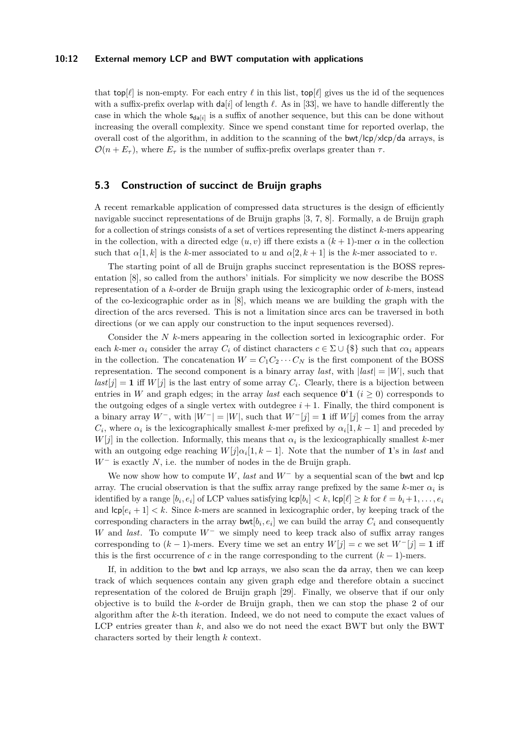that $\mathsf{top}[\ell]$ is non-empty. For each entry $\ell$ in this list, $\mathsf{top}[\ell]$ gives us the id of the sequences with a suffix-prefix overlap with $\mathsf{da}[i]$ of length $\ell$. As in [33], we have to handle differently the case in which the whole $\mathsf{s}_{\mathsf{da}[i]}$ is a suffix of another sequence, but this can be done without increasing the overall complexity. Since we spend constant time for reported overlap, the overall cost of the algorithm, in addition to the scanning of the bwt/lcp/xlcp/da arrays, is $\mathcal{O}(n + E_\tau)$, where $E_\tau$ is the number of suffix-prefix overlaps greater than $\tau$.

## 5.3 Construction of succinct de Bruijn graphs

A recent remarkable application of compressed data structures is the design of efficiently navigable succinct representations of de Bruijn graphs [3, 7, 8]. Formally, a de Bruijn graph for a collection of strings consists of a set of vertices representing the distinct $k$-mers appearing in the collection, with a directed edge $(u, v)$ iff there exists a $(k+1)$-mer $\alpha$ in the collection such that $\alpha[1, k]$ is the $k$-mer associated to $u$ and $\alpha[2, k+1]$ is the $k$-mer associated to $v$.

The starting point of all de Bruijn graphs succinct representation is the BOSS representation [8], so called from the authors' initials. For simplicity we now describe the BOSS representation of a $k$-order de Bruijn graph using the lexicographic order of $k$-mers, instead of the co-lexicographic order as in [8], which means we are building the graph with the direction of the arcs reversed. This is not a limitation since arcs can be traversed in both directions (or we can apply our construction to the input sequences reversed).

Consider the $N$ $k$-mers appearing in the collection sorted in lexicographic order. For each $k$-mer $\alpha_i$ consider the array $C_i$ of distinct characters $c \in \Sigma \cup \{\$\}$ such that $c\alpha_i$ appears in the collection. The concatenation $W = C_1 C_2 \cdots C_N$ is the first component of the BOSS representation. The second component is a binary array *last*, with $|last| = |W|$, such that $last[j] = \mathbf{1}$ iff $W[j]$ is the last entry of some array $C_i$. Clearly, there is a bijection between entries in $W$ and graph edges; in the array *last* each sequence $\mathbf{0}^i\mathbf{1}$ ($i \geq 0$) corresponds to the outgoing edges of a single vertex with outdegree $i+1$. Finally, the third component is a binary array $W^-$, with $|W^-| = |W|$, such that $W^-[j] = \mathbf{1}$ iff $W[j]$ comes from the array $C_i$, where $\alpha_i$ is the lexicographically smallest $k$-mer prefixed by $\alpha_i[1, k-1]$ and preceded by $W[j]$ in the collection. Informally, this means that $\alpha_i$ is the lexicographically smallest $k$-mer with an outgoing edge reaching $W[j]\alpha_i[1, k-1]$. Note that the number of $\mathbf{1}$'s in *last* and $W^-$ is exactly $N$, i.e. the number of nodes in the de Bruijn graph.

We now show how to compute $W$, *last* and $W^-$ by a sequential scan of the bwt and lcp array. The crucial observation is that the suffix array range prefixed by the same $k$-mer $\alpha_i$ is identified by a range $[b_i, e_i]$ of LCP values satisfying $\mathsf{lcp}[b_i] < k$, $\mathsf{lcp}[\ell] \geq k$ for $\ell = b_i + 1, \ldots, e_i$ and $\mathsf{lcp}[e_i + 1] < k$. Since $k$-mers are scanned in lexicographic order, by keeping track of the corresponding characters in the array $\mathsf{bwt}[b_i, e_i]$ we can build the array $C_i$ and consequently $W$ and *last*. To compute $W^-$ we simply need to keep track also of suffix array ranges corresponding to $(k-1)$-mers. Every time we set an entry $W[j] = c$ we set $W^-[j] = \mathbf{1}$ iff this is the first occurrence of $c$ in the range corresponding to the current $(k-1)$-mers.

If, in addition to the bwt and lcp arrays, we also scan the da array, then we can keep track of which sequences contain any given graph edge and therefore obtain a succinct representation of the colored de Bruijn graph [29]. Finally, we observe that if our only objective is to build the $k$-order de Bruijn graph, then we can stop the phase 2 of our algorithm after the $k$-th iteration. Indeed, we do not need to compute the exact values of LCP entries greater than $k$, and also we do not need the exact BWT but only the BWT characters sorted by their length $k$ context.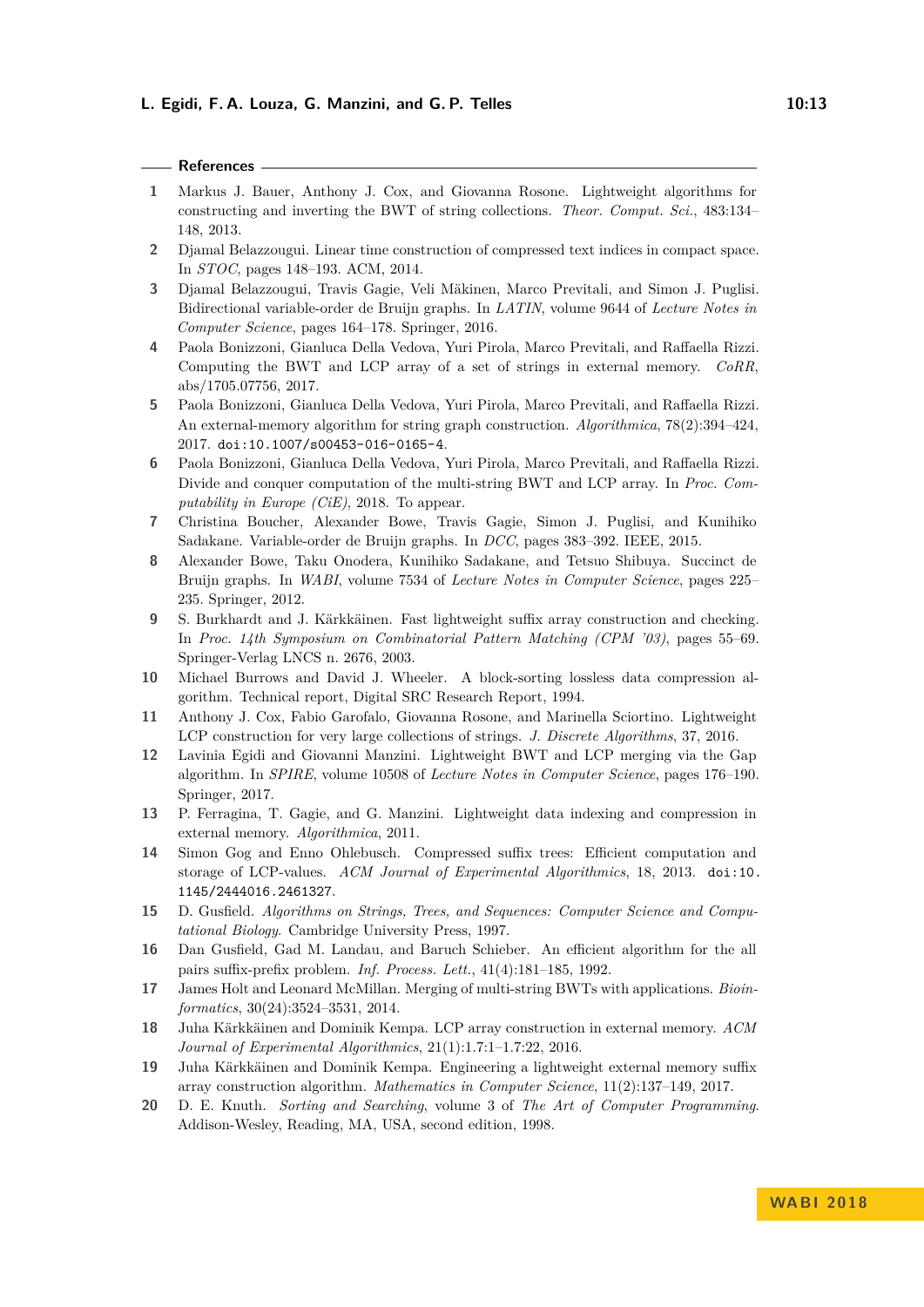## References

1. Markus J. Bauer, Anthony J. Cox, and Giovanna Rosone. Lightweight algorithms for constructing and inverting the BWT of string collections. *Theor. Comput. Sci.*, 483:134–148, 2013.
2. Djamal Belazzougui. Linear time construction of compressed text indices in compact space. In *STOC*, pages 148–193. ACM, 2014.
3. Djamal Belazzougui, Travis Gagie, Veli Mäkinen, Marco Previtali, and Simon J. Puglisi. Bidirectional variable-order de Bruijn graphs. In *LATIN*, volume 9644 of *Lecture Notes in Computer Science*, pages 164–178. Springer, 2016.
4. Paola Bonizzoni, Gianluca Della Vedova, Yuri Pirola, Marco Previtali, and Raffaella Rizzi. Computing the BWT and LCP array of a set of strings in external memory. *CoRR*, abs/1705.07756, 2017.
5. Paola Bonizzoni, Gianluca Della Vedova, Yuri Pirola, Marco Previtali, and Raffaella Rizzi. An external-memory algorithm for string graph construction. *Algorithmica*, 78(2):394–424, 2017. doi:10.1007/s00453-016-0165-4.
6. Paola Bonizzoni, Gianluca Della Vedova, Yuri Pirola, Marco Previtali, and Raffaella Rizzi. Divide and conquer computation of the multi-string BWT and LCP array. In *Proc. Computability in Europe (CiE)*, 2018. To appear.
7. Christina Boucher, Alexander Bowe, Travis Gagie, Simon J. Puglisi, and Kunihiko Sadakane. Variable-order de Bruijn graphs. In *DCC*, pages 383–392. IEEE, 2015.
8. Alexander Bowe, Taku Onodera, Kunihiko Sadakane, and Tetsuo Shibuya. Succinct de Bruijn graphs. In *WABI*, volume 7534 of *Lecture Notes in Computer Science*, pages 225–235. Springer, 2012.
9. S. Burkhardt and J. Kärkkäinen. Fast lightweight suffix array construction and checking. In *Proc. 14th Symposium on Combinatorial Pattern Matching (CPM '03)*, pages 55–69. Springer-Verlag LNCS n. 2676, 2003.
10. Michael Burrows and David J. Wheeler. A block-sorting lossless data compression algorithm. Technical report, Digital SRC Research Report, 1994.
11. Anthony J. Cox, Fabio Garofalo, Giovanna Rosone, and Marinella Sciortino. Lightweight LCP construction for very large collections of strings. *J. Discrete Algorithms*, 37, 2016.
12. Lavinia Egidi and Giovanni Manzini. Lightweight BWT and LCP merging via the Gap algorithm. In *SPIRE*, volume 10508 of *Lecture Notes in Computer Science*, pages 176–190. Springer, 2017.
13. P. Ferragina, T. Gagie, and G. Manzini. Lightweight data indexing and compression in external memory. *Algorithmica*, 2011.
14. Simon Gog and Enno Ohlebusch. Compressed suffix trees: Efficient computation and storage of LCP-values. *ACM Journal of Experimental Algorithmics*, 18, 2013. doi:10.1145/2444016.2461327.
15. D. Gusfield. *Algorithms on Strings, Trees, and Sequences: Computer Science and Computational Biology*. Cambridge University Press, 1997.
16. Dan Gusfield, Gad M. Landau, and Baruch Schieber. An efficient algorithm for the all pairs suffix-prefix problem. *Inf. Process. Lett.*, 41(4):181–185, 1992.
17. James Holt and Leonard McMillan. Merging of multi-string BWTs with applications. *Bioinformatics*, 30(24):3524–3531, 2014.
18. Juha Kärkkäinen and Dominik Kempa. LCP array construction in external memory. *ACM Journal of Experimental Algorithmics*, 21(1):1.7:1–1.7:22, 2016.
19. Juha Kärkkäinen and Dominik Kempa. Engineering a lightweight external memory suffix array construction algorithm. *Mathematics in Computer Science*, 11(2):137–149, 2017.
20. D. E. Knuth. *Sorting and Searching*, volume 3 of *The Art of Computer Programming*. Addison-Wesley, Reading, MA, USA, second edition, 1998.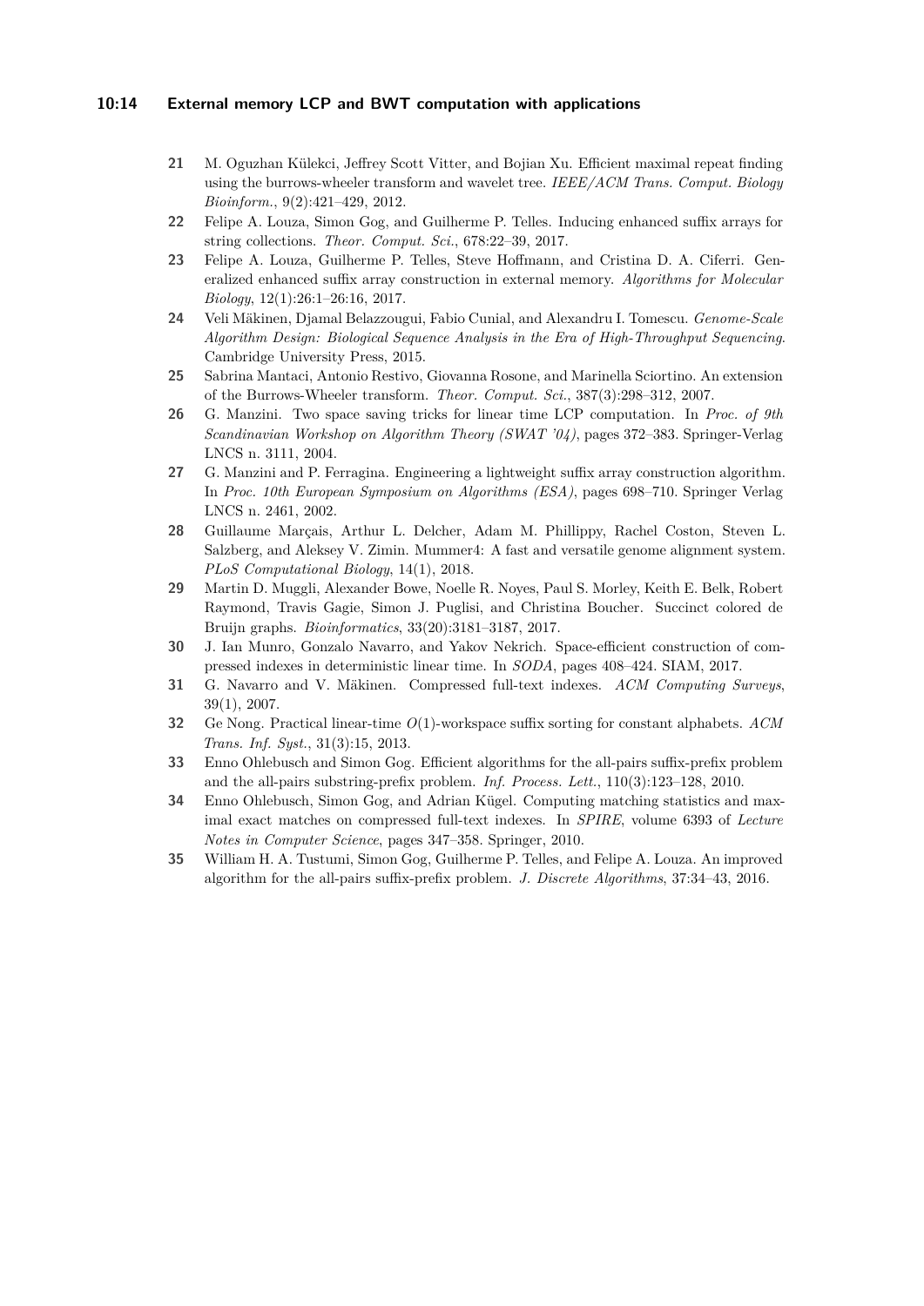**21** M. Oguzhan Külekci, Jeffrey Scott Vitter, and Bojian Xu. Efficient maximal repeat finding using the burrows-wheeler transform and wavelet tree. *IEEE/ACM Trans. Comput. Biology Bioinform.*, 9(2):421–429, 2012.

**22** Felipe A. Louza, Simon Gog, and Guilherme P. Telles. Inducing enhanced suffix arrays for string collections. *Theor. Comput. Sci.*, 678:22–39, 2017.

**23** Felipe A. Louza, Guilherme P. Telles, Steve Hoffmann, and Cristina D. A. Ciferri. Generalized enhanced suffix array construction in external memory. *Algorithms for Molecular Biology*, 12(1):26:1–26:16, 2017.

**24** Veli Mäkinen, Djamal Belazzougui, Fabio Cunial, and Alexandru I. Tomescu. *Genome-Scale Algorithm Design: Biological Sequence Analysis in the Era of High-Throughput Sequencing*. Cambridge University Press, 2015.

**25** Sabrina Mantaci, Antonio Restivo, Giovanna Rosone, and Marinella Sciortino. An extension of the Burrows-Wheeler transform. *Theor. Comput. Sci.*, 387(3):298–312, 2007.

**26** G. Manzini. Two space saving tricks for linear time LCP computation. In *Proc. of 9th Scandinavian Workshop on Algorithm Theory (SWAT '04)*, pages 372–383. Springer-Verlag LNCS n. 3111, 2004.

**27** G. Manzini and P. Ferragina. Engineering a lightweight suffix array construction algorithm. In *Proc. 10th European Symposium on Algorithms (ESA)*, pages 698–710. Springer Verlag LNCS n. 2461, 2002.

**28** Guillaume Marçais, Arthur L. Delcher, Adam M. Phillippy, Rachel Coston, Steven L. Salzberg, and Aleksey V. Zimin. Mummer4: A fast and versatile genome alignment system. *PLoS Computational Biology*, 14(1), 2018.

**29** Martin D. Muggli, Alexander Bowe, Noelle R. Noyes, Paul S. Morley, Keith E. Belk, Robert Raymond, Travis Gagie, Simon J. Puglisi, and Christina Boucher. Succinct colored de Bruijn graphs. *Bioinformatics*, 33(20):3181–3187, 2017.

**30** J. Ian Munro, Gonzalo Navarro, and Yakov Nekrich. Space-efficient construction of compressed indexes in deterministic linear time. In *SODA*, pages 408–424. SIAM, 2017.

**31** G. Navarro and V. Mäkinen. Compressed full-text indexes. *ACM Computing Surveys*, 39(1), 2007.

**32** Ge Nong. Practical linear-time $O(1)$-workspace suffix sorting for constant alphabets. *ACM Trans. Inf. Syst.*, 31(3):15, 2013.

**33** Enno Ohlebusch and Simon Gog. Efficient algorithms for the all-pairs suffix-prefix problem and the all-pairs substring-prefix problem. *Inf. Process. Lett.*, 110(3):123–128, 2010.

**34** Enno Ohlebusch, Simon Gog, and Adrian Kügel. Computing matching statistics and maximal exact matches on compressed full-text indexes. In *SPIRE*, volume 6393 of *Lecture Notes in Computer Science*, pages 347–358. Springer, 2010.

**35** William H. A. Tustumi, Simon Gog, Guilherme P. Telles, and Felipe A. Louza. An improved algorithm for the all-pairs suffix-prefix problem. *J. Discrete Algorithms*, 37:34–43, 2016.